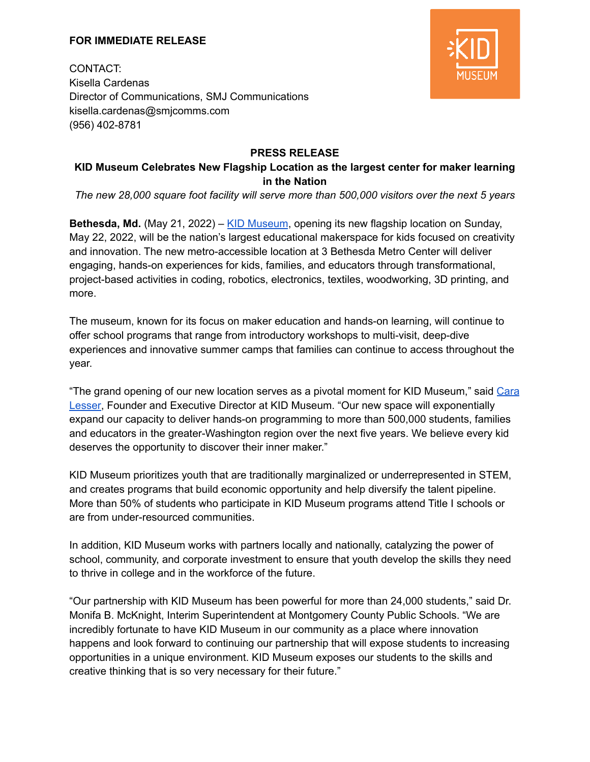**FOR IMMEDIATE RELEASE**

CONTACT:
Kisella Cardenas
Director of Communications, SMJ Communications
kisella.cardenas@smjcomms.com
(956) 402-8781

## PRESS RELEASE

### KID Museum Celebrates New Flagship Location as the largest center for maker learning in the Nation

*The new 28,000 square foot facility will serve more than 500,000 visitors over the next 5 years*

**Bethesda, Md.** (May 21, 2022) – KID Museum, opening its new flagship location on Sunday, May 22, 2022, will be the nation's largest educational makerspace for kids focused on creativity and innovation. The new metro-accessible location at 3 Bethesda Metro Center will deliver engaging, hands-on experiences for kids, families, and educators through transformational, project-based activities in coding, robotics, electronics, textiles, woodworking, 3D printing, and more.

The museum, known for its focus on maker education and hands-on learning, will continue to offer school programs that range from introductory workshops to multi-visit, deep-dive experiences and innovative summer camps that families can continue to access throughout the year.

"The grand opening of our new location serves as a pivotal moment for KID Museum," said Cara Lesser, Founder and Executive Director at KID Museum. "Our new space will exponentially expand our capacity to deliver hands-on programming to more than 500,000 students, families and educators in the greater-Washington region over the next five years. We believe every kid deserves the opportunity to discover their inner maker."

KID Museum prioritizes youth that are traditionally marginalized or underrepresented in STEM, and creates programs that build economic opportunity and help diversify the talent pipeline. More than 50% of students who participate in KID Museum programs attend Title I schools or are from under-resourced communities.

In addition, KID Museum works with partners locally and nationally, catalyzing the power of school, community, and corporate investment to ensure that youth develop the skills they need to thrive in college and in the workforce of the future.

"Our partnership with KID Museum has been powerful for more than 24,000 students," said Dr. Monifa B. McKnight, Interim Superintendent at Montgomery County Public Schools. "We are incredibly fortunate to have KID Museum in our community as a place where innovation happens and look forward to continuing our partnership that will expose students to increasing opportunities in a unique environment. KID Museum exposes our students to the skills and creative thinking that is so very necessary for their future."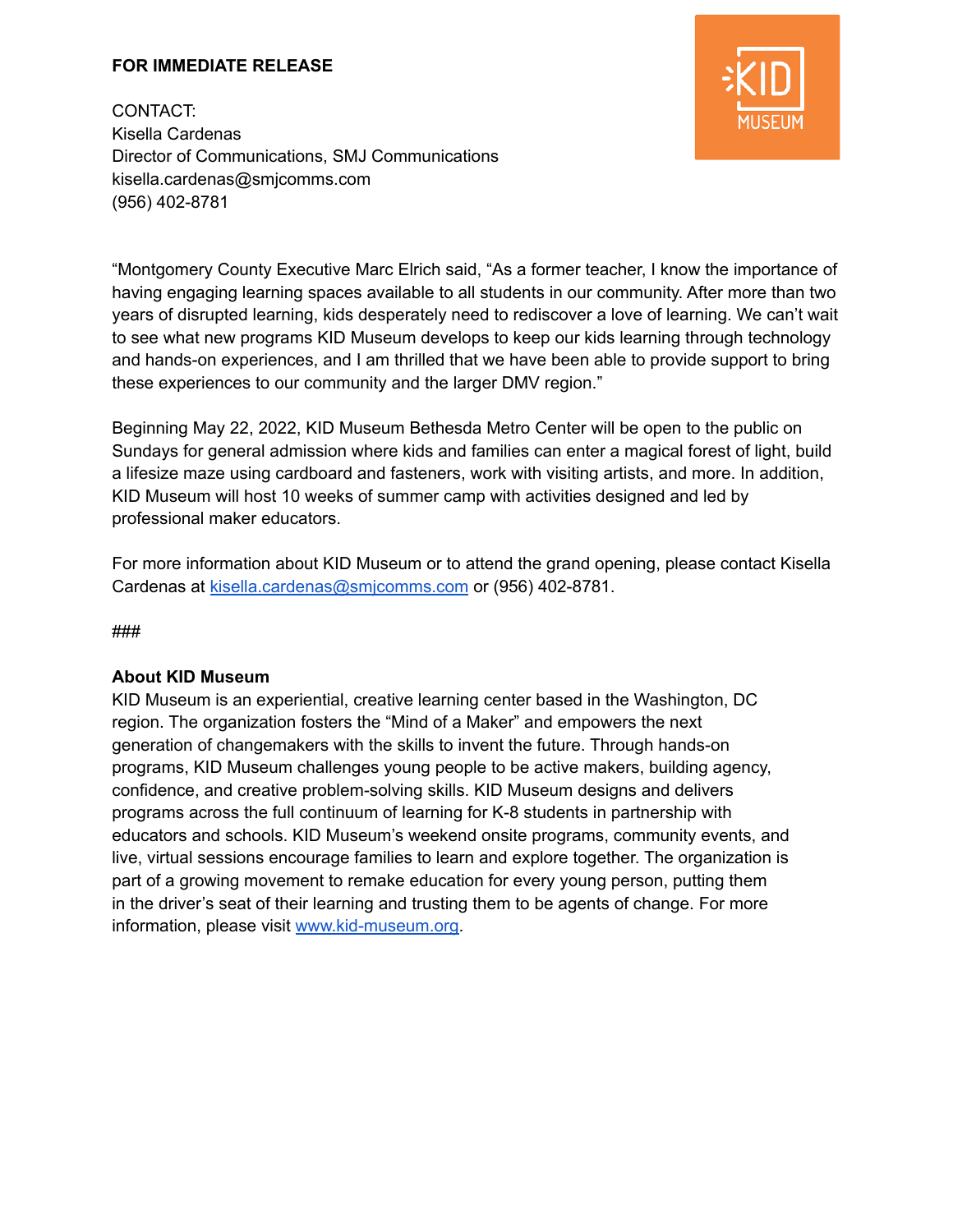**FOR IMMEDIATE RELEASE**

CONTACT:
Kisella Cardenas
Director of Communications, SMJ Communications
kisella.cardenas@smjcomms.com
(956) 402-8781

"Montgomery County Executive Marc Elrich said, "As a former teacher, I know the importance of having engaging learning spaces available to all students in our community. After more than two years of disrupted learning, kids desperately need to rediscover a love of learning. We can't wait to see what new programs KID Museum develops to keep our kids learning through technology and hands-on experiences, and I am thrilled that we have been able to provide support to bring these experiences to our community and the larger DMV region."

Beginning May 22, 2022, KID Museum Bethesda Metro Center will be open to the public on Sundays for general admission where kids and families can enter a magical forest of light, build a lifesize maze using cardboard and fasteners, work with visiting artists, and more. In addition, KID Museum will host 10 weeks of summer camp with activities designed and led by professional maker educators.

For more information about KID Museum or to attend the grand opening, please contact Kisella Cardenas at kisella.cardenas@smjcomms.com or (956) 402-8781.

###

**About KID Museum**
KID Museum is an experiential, creative learning center based in the Washington, DC region. The organization fosters the "Mind of a Maker" and empowers the next generation of changemakers with the skills to invent the future. Through hands-on programs, KID Museum challenges young people to be active makers, building agency, confidence, and creative problem-solving skills. KID Museum designs and delivers programs across the full continuum of learning for K-8 students in partnership with educators and schools. KID Museum's weekend onsite programs, community events, and live, virtual sessions encourage families to learn and explore together. The organization is part of a growing movement to remake education for every young person, putting them in the driver's seat of their learning and trusting them to be agents of change. For more information, please visit www.kid-museum.org.